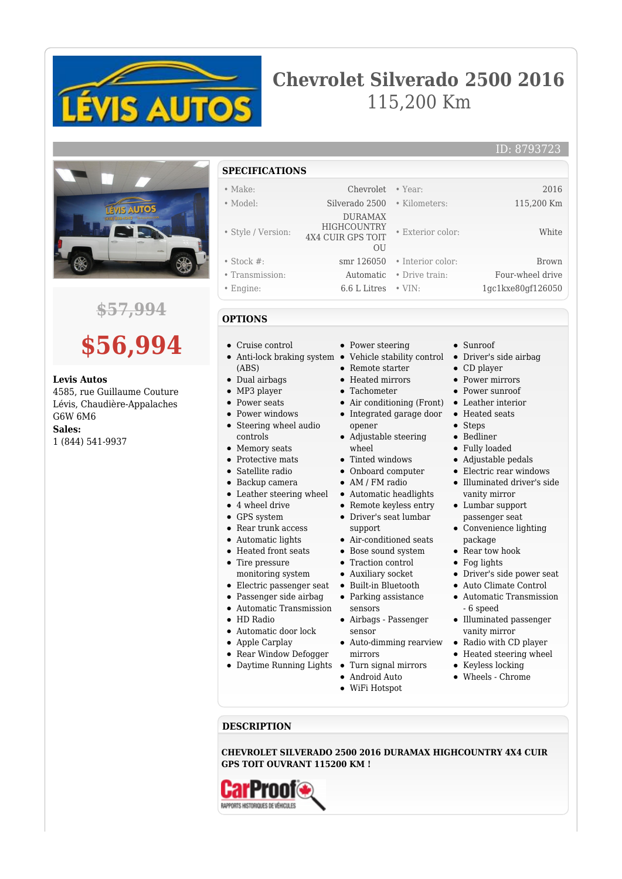# Chevrolet Silverado 2500 2016

115,200 Km

ID: 8793723

~~$57,994~~

**$56,994**

**Levis Autos**
4585, rue Guillaume Couture
Lévis, Chaudière-Appalaches
G6W 6M6
**Sales:**
1 (844) 541-9937

## SPECIFICATIONS

| | | | |
|---|---|---|---|
| • Make: | Chevrolet | • Year: | 2016 |
| • Model: | Silverado 2500 | • Kilometers: | 115,200 Km |
| • Style / Version: | DURAMAX HIGHCOUNTRY 4X4 CUIR GPS TOIT OU | • Exterior color: | White |
| • Stock #: | smr 126050 | • Interior color: | Brown |
| • Transmission: | Automatic | • Drive train: | Four-wheel drive |
| • Engine: | 6.6 L Litres | • VIN: | 1gc1kxe80gf126050 |

## OPTIONS

- Cruise control
- Anti-lock braking system (ABS)
- Dual airbags
- MP3 player
- Power seats
- Power windows
- Steering wheel audio controls
- Memory seats
- Protective mats
- Satellite radio
- Backup camera
- Leather steering wheel
- 4 wheel drive
- GPS system
- Rear trunk access
- Automatic lights
- Heated front seats
- Tire pressure monitoring system
- Electric passenger seat
- Passenger side airbag
- Automatic Transmission
- HD Radio
- Automatic door lock
- Apple Carplay
- Rear Window Defogger
- Daytime Running Lights
- Power steering
- Vehicle stability control
- Remote starter
- Heated mirrors
- Tachometer
- Air conditioning (Front)
- Integrated garage door opener
- Adjustable steering wheel
- Tinted windows
- Onboard computer
- AM / FM radio
- Automatic headlights
- Remote keyless entry
- Driver's seat lumbar support
- Air-conditioned seats
- Bose sound system
- Traction control
- Auxiliary socket
- Built-in Bluetooth
- Parking assistance sensors
- Airbags - Passenger sensor
- Auto-dimming rearview mirrors
- Turn signal mirrors
- Android Auto
- WiFi Hotspot
- Sunroof
- Driver's side airbag
- CD player
- Power mirrors
- Power sunroof
- Leather interior
- Heated seats
- Steps
- Bedliner
- Fully loaded
- Adjustable pedals
- Electric rear windows
- Illuminated driver's side vanity mirror
- Lumbar support passenger seat
- Convenience lighting package
- Rear tow hook
- Fog lights
- Driver's side power seat
- Auto Climate Control
- Automatic Transmission - 6 speed
- Illuminated passenger vanity mirror
- Radio with CD player
- Heated steering wheel
- Keyless locking
- Wheels - Chrome

## DESCRIPTION

**CHEVROLET SILVERADO 2500 2016 DURAMAX HIGHCOUNTRY 4X4 CUIR GPS TOIT OUVRANT 115200 KM !**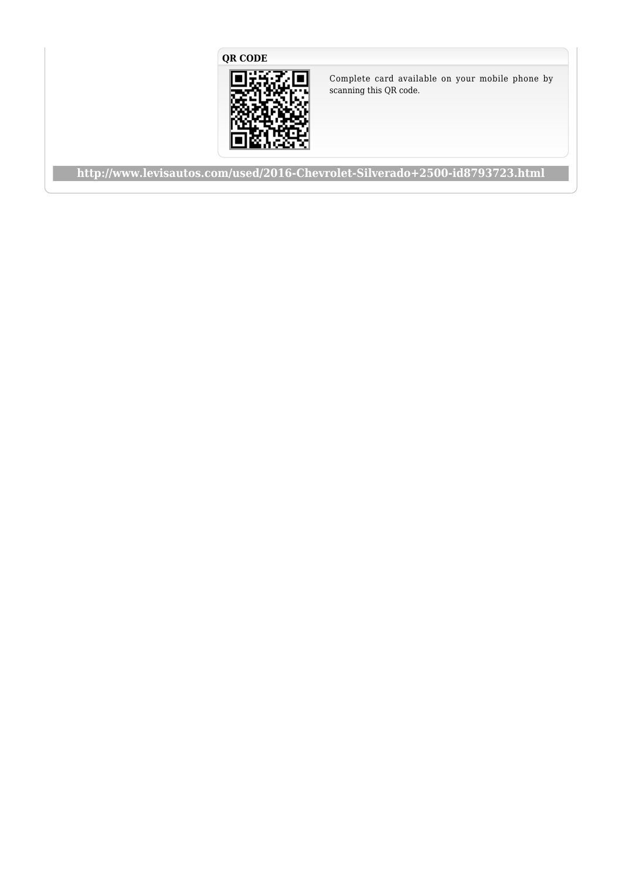### QR CODE

Complete card available on your mobile phone by scanning this QR code.

**http://www.levisautos.com/used/2016-Chevrolet-Silverado+2500-id8793723.html**